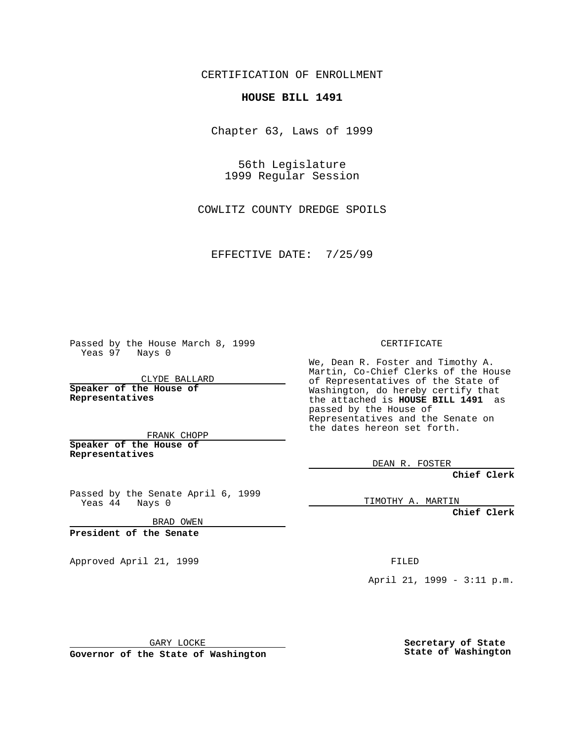CERTIFICATION OF ENROLLMENT

# HOUSE BILL 1491

Chapter 63, Laws of 1999

56th Legislature
1999 Regular Session

COWLITZ COUNTY DREDGE SPOILS

EFFECTIVE DATE: 7/25/99

Passed by the House March 8, 1999
Yeas 97 Nays 0

CLYDE BALLARD

**Speaker of the House of Representatives**

FRANK CHOPP

**Speaker of the House of Representatives**

Passed by the Senate April 6, 1999
Yeas 44 Nays 0

BRAD OWEN

**President of the Senate**

Approved April 21, 1999

GARY LOCKE

**Governor of the State of Washington**

CERTIFICATE

We, Dean R. Foster and Timothy A. Martin, Co-Chief Clerks of the House of Representatives of the State of Washington, do hereby certify that the attached is **HOUSE BILL 1491** as passed by the House of Representatives and the Senate on the dates hereon set forth.

DEAN R. FOSTER

**Chief Clerk**

TIMOTHY A. MARTIN

**Chief Clerk**

FILED

April 21, 1999 - 3:11 p.m.

**Secretary of State**
**State of Washington**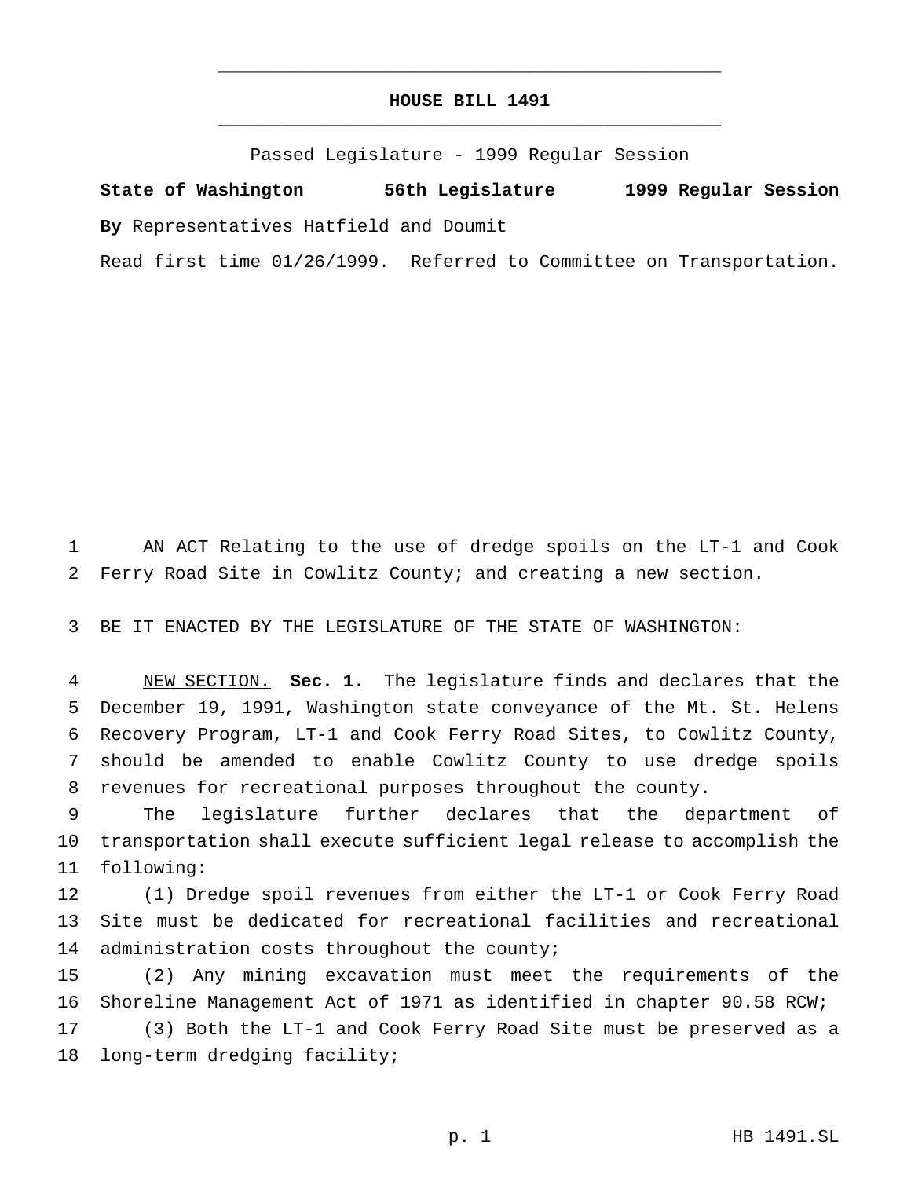# HOUSE BILL 1491

Passed Legislature - 1999 Regular Session

**State of Washington** **56th Legislature** **1999 Regular Session**

**By** Representatives Hatfield and Doumit

Read first time 01/26/1999. Referred to Committee on Transportation.

AN ACT Relating to the use of dredge spoils on the LT-1 and Cook Ferry Road Site in Cowlitz County; and creating a new section.

BE IT ENACTED BY THE LEGISLATURE OF THE STATE OF WASHINGTON:

NEW SECTION. **Sec. 1.** The legislature finds and declares that the December 19, 1991, Washington state conveyance of the Mt. St. Helens Recovery Program, LT-1 and Cook Ferry Road Sites, to Cowlitz County, should be amended to enable Cowlitz County to use dredge spoils revenues for recreational purposes throughout the county.

The legislature further declares that the department of transportation shall execute sufficient legal release to accomplish the following:

(1) Dredge spoil revenues from either the LT-1 or Cook Ferry Road Site must be dedicated for recreational facilities and recreational administration costs throughout the county;

(2) Any mining excavation must meet the requirements of the Shoreline Management Act of 1971 as identified in chapter 90.58 RCW;

(3) Both the LT-1 and Cook Ferry Road Site must be preserved as a long-term dredging facility;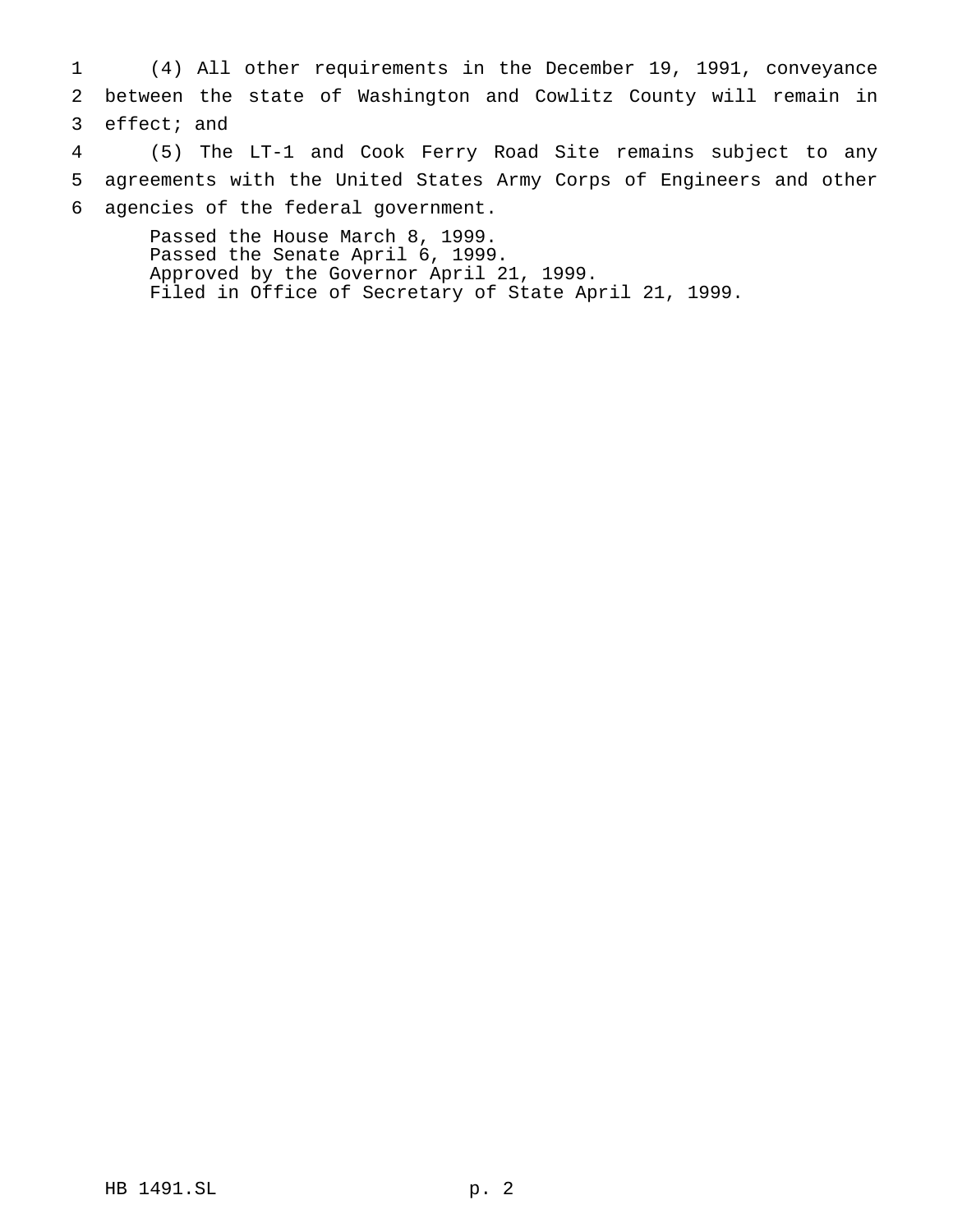(4) All other requirements in the December 19, 1991, conveyance between the state of Washington and Cowlitz County will remain in effect; and

(5) The LT-1 and Cook Ferry Road Site remains subject to any agreements with the United States Army Corps of Engineers and other agencies of the federal government.

Passed the House March 8, 1999.
Passed the Senate April 6, 1999.
Approved by the Governor April 21, 1999.
Filed in Office of Secretary of State April 21, 1999.